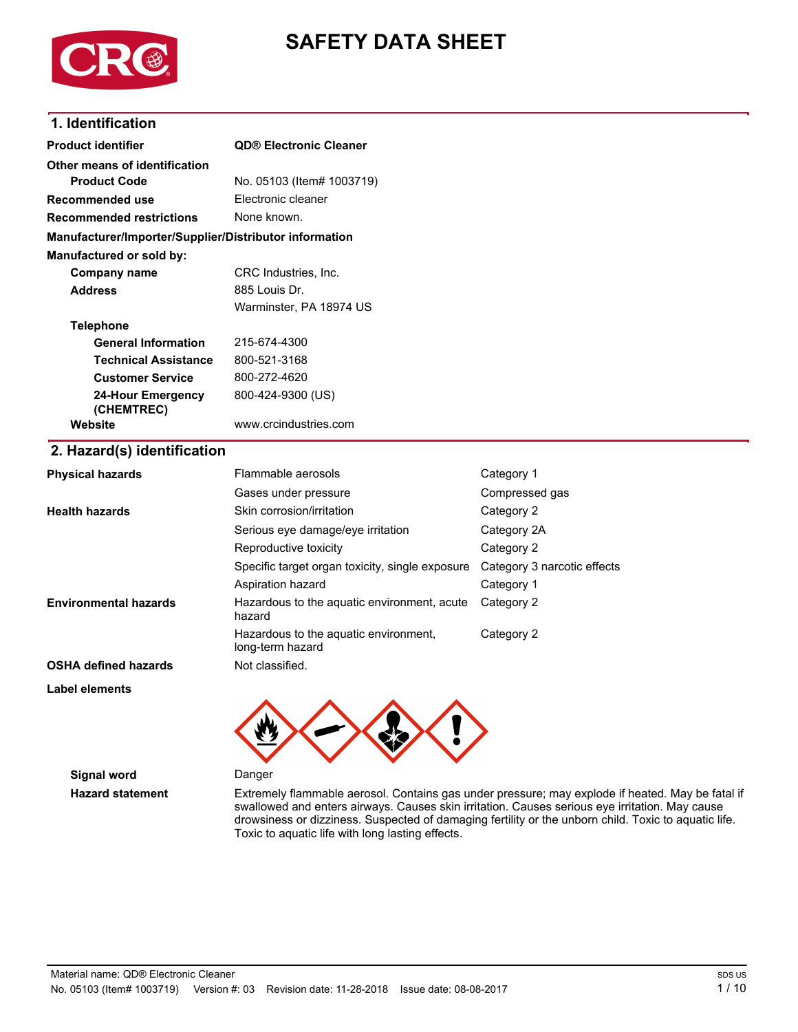# SAFETY DATA SHEET

## 1. Identification

| | |
|---|---|
| **Product identifier** | **QD® Electronic Cleaner** |
| **Other means of identification** | |
| **Product Code** | No. 05103 (Item# 1003719) |
| **Recommended use** | Electronic cleaner |
| **Recommended restrictions** | None known. |

**Manufacturer/Importer/Supplier/Distributor information**

**Manufactured or sold by:**

| | |
|---|---|
| **Company name** | CRC Industries, Inc. |
| **Address** | 885 Louis Dr. Warminster, PA 18974 US |
| **Telephone** | |
| **General Information** | 215-674-4300 |
| **Technical Assistance** | 800-521-3168 |
| **Customer Service** | 800-272-4620 |
| **24-Hour Emergency (CHEMTREC)** | 800-424-9300 (US) |
| **Website** | www.crcindustries.com |

## 2. Hazard(s) identification

| | | |
|---|---|---|
| **Physical hazards** | Flammable aerosols | Category 1 |
| | Gases under pressure | Compressed gas |
| **Health hazards** | Skin corrosion/irritation | Category 2 |
| | Serious eye damage/eye irritation | Category 2A |
| | Reproductive toxicity | Category 2 |
| | Specific target organ toxicity, single exposure | Category 3 narcotic effects |
| | Aspiration hazard | Category 1 |
| **Environmental hazards** | Hazardous to the aquatic environment, acute hazard | Category 2 |
| | Hazardous to the aquatic environment, long-term hazard | Category 2 |
| **OSHA defined hazards** | Not classified. | |

**Label elements**

**Signal word** Danger

**Hazard statement** Extremely flammable aerosol. Contains gas under pressure; may explode if heated. May be fatal if swallowed and enters airways. Causes skin irritation. Causes serious eye irritation. May cause drowsiness or dizziness. Suspected of damaging fertility or the unborn child. Toxic to aquatic life. Toxic to aquatic life with long lasting effects.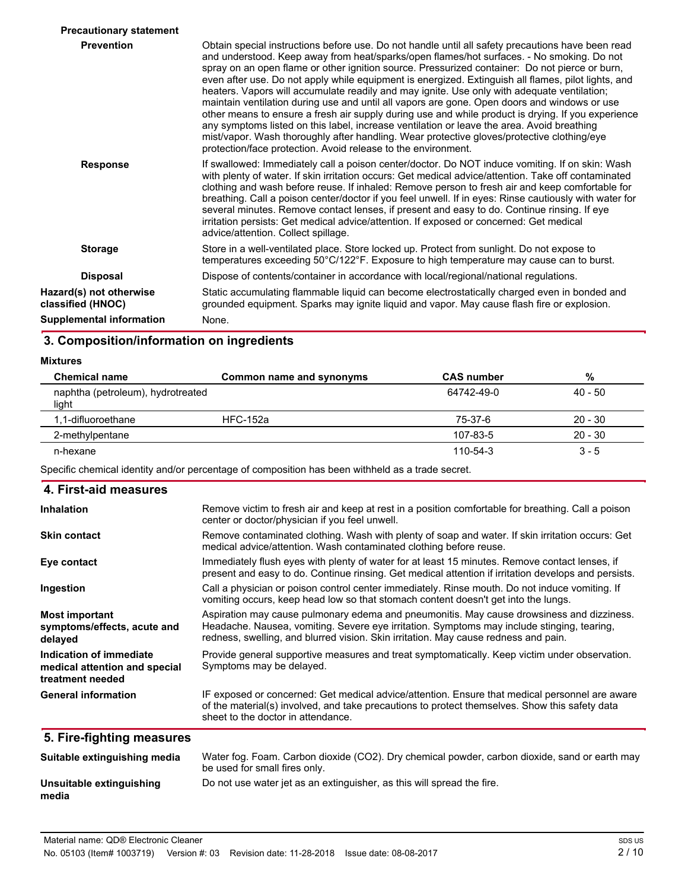**Precautionary statement**

**Prevention**

Obtain special instructions before use. Do not handle until all safety precautions have been read and understood. Keep away from heat/sparks/open flames/hot surfaces. - No smoking. Do not spray on an open flame or other ignition source. Pressurized container: Do not pierce or burn, even after use. Do not apply while equipment is energized. Extinguish all flames, pilot lights, and heaters. Vapors will accumulate readily and may ignite. Use only with adequate ventilation; maintain ventilation during use and until all vapors are gone. Open doors and windows or use other means to ensure a fresh air supply during use and while product is drying. If you experience any symptoms listed on this label, increase ventilation or leave the area. Avoid breathing mist/vapor. Wash thoroughly after handling. Wear protective gloves/protective clothing/eye protection/face protection. Avoid release to the environment.

**Response**

If swallowed: Immediately call a poison center/doctor. Do NOT induce vomiting. If on skin: Wash with plenty of water. If skin irritation occurs: Get medical advice/attention. Take off contaminated clothing and wash before reuse. If inhaled: Remove person to fresh air and keep comfortable for breathing. Call a poison center/doctor if you feel unwell. If in eyes: Rinse cautiously with water for several minutes. Remove contact lenses, if present and easy to do. Continue rinsing. If eye irritation persists: Get medical advice/attention. If exposed or concerned: Get medical advice/attention. Collect spillage.

**Storage**

Store in a well-ventilated place. Store locked up. Protect from sunlight. Do not expose to temperatures exceeding 50°C/122°F. Exposure to high temperature may cause can to burst.

**Disposal**

Dispose of contents/container in accordance with local/regional/national regulations.

**Hazard(s) not otherwise classified (HNOC)**

Static accumulating flammable liquid can become electrostatically charged even in bonded and grounded equipment. Sparks may ignite liquid and vapor. May cause flash fire or explosion.

**Supplemental information**

None.

## 3. Composition/information on ingredients

**Mixtures**

| Chemical name | Common name and synonyms | CAS number | % |
|---|---|---|---|
| naphtha (petroleum), hydrotreated light | | 64742-49-0 | 40 - 50 |
| 1,1-difluoroethane | HFC-152a | 75-37-6 | 20 - 30 |
| 2-methylpentane | | 107-83-5 | 20 - 30 |
| n-hexane | | 110-54-3 | 3 - 5 |

Specific chemical identity and/or percentage of composition has been withheld as a trade secret.

## 4. First-aid measures

**Inhalation**

Remove victim to fresh air and keep at rest in a position comfortable for breathing. Call a poison center or doctor/physician if you feel unwell.

**Skin contact**

Remove contaminated clothing. Wash with plenty of soap and water. If skin irritation occurs: Get medical advice/attention. Wash contaminated clothing before reuse.

**Eye contact**

Immediately flush eyes with plenty of water for at least 15 minutes. Remove contact lenses, if present and easy to do. Continue rinsing. Get medical attention if irritation develops and persists.

**Ingestion**

Call a physician or poison control center immediately. Rinse mouth. Do not induce vomiting. If vomiting occurs, keep head low so that stomach content doesn't get into the lungs.

**Most important symptoms/effects, acute and delayed**

Aspiration may cause pulmonary edema and pneumonitis. May cause drowsiness and dizziness. Headache. Nausea, vomiting. Severe eye irritation. Symptoms may include stinging, tearing, redness, swelling, and blurred vision. Skin irritation. May cause redness and pain.

**Indication of immediate medical attention and special treatment needed**

Provide general supportive measures and treat symptomatically. Keep victim under observation. Symptoms may be delayed.

**General information**

IF exposed or concerned: Get medical advice/attention. Ensure that medical personnel are aware of the material(s) involved, and take precautions to protect themselves. Show this safety data sheet to the doctor in attendance.

## 5. Fire-fighting measures

**Suitable extinguishing media**

Water fog. Foam. Carbon dioxide ($CO_2$). Dry chemical powder, carbon dioxide, sand or earth may be used for small fires only.

**Unsuitable extinguishing media**

Do not use water jet as an extinguisher, as this will spread the fire.

Material name: QD® Electronic Cleaner

No. 05103 (Item# 1003719) Version #: 03 Revision date: 11-28-2018 Issue date: 08-08-2017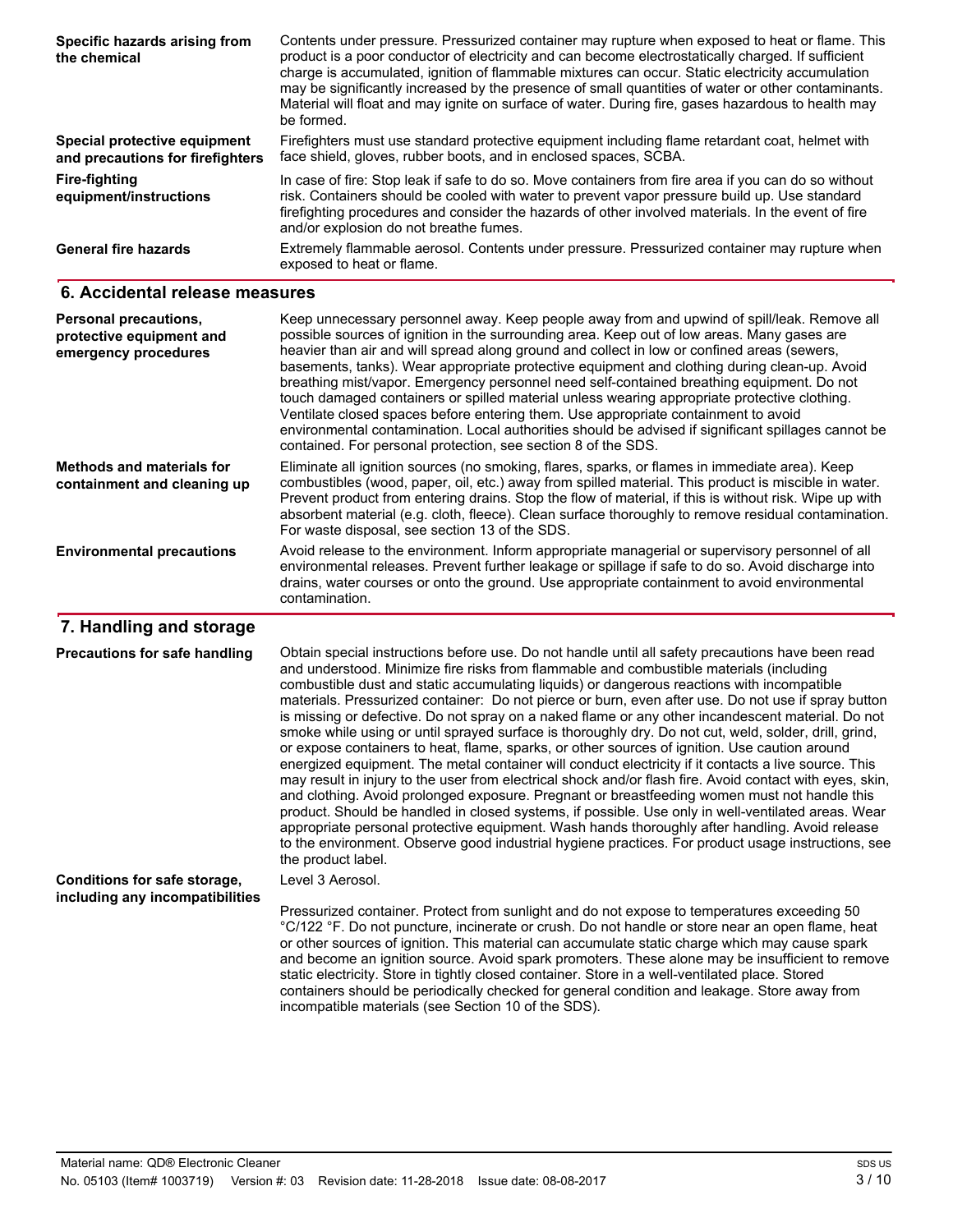| | |
|---|---|
| **Specific hazards arising from the chemical** | Contents under pressure. Pressurized container may rupture when exposed to heat or flame. This product is a poor conductor of electricity and can become electrostatically charged. If sufficient charge is accumulated, ignition of flammable mixtures can occur. Static electricity accumulation may be significantly increased by the presence of small quantities of water or other contaminants. Material will float and may ignite on surface of water. During fire, gases hazardous to health may be formed. |
| **Special protective equipment and precautions for firefighters** | Firefighters must use standard protective equipment including flame retardant coat, helmet with face shield, gloves, rubber boots, and in enclosed spaces, SCBA. |
| **Fire-fighting equipment/instructions** | In case of fire: Stop leak if safe to do so. Move containers from fire area if you can do so without risk. Containers should be cooled with water to prevent vapor pressure build up. Use standard firefighting procedures and consider the hazards of other involved materials. In the event of fire and/or explosion do not breathe fumes. |
| **General fire hazards** | Extremely flammable aerosol. Contents under pressure. Pressurized container may rupture when exposed to heat or flame. |

## 6. Accidental release measures

| | |
|---|---|
| **Personal precautions, protective equipment and emergency procedures** | Keep unnecessary personnel away. Keep people away from and upwind of spill/leak. Remove all possible sources of ignition in the surrounding area. Keep out of low areas. Many gases are heavier than air and will spread along ground and collect in low or confined areas (sewers, basements, tanks). Wear appropriate protective equipment and clothing during clean-up. Avoid breathing mist/vapor. Emergency personnel need self-contained breathing equipment. Do not touch damaged containers or spilled material unless wearing appropriate protective clothing. Ventilate closed spaces before entering them. Use appropriate containment to avoid environmental contamination. Local authorities should be advised if significant spillages cannot be contained. For personal protection, see section 8 of the SDS. |
| **Methods and materials for containment and cleaning up** | Eliminate all ignition sources (no smoking, flares, sparks, or flames in immediate area). Keep combustibles (wood, paper, oil, etc.) away from spilled material. This product is miscible in water. Prevent product from entering drains. Stop the flow of material, if this is without risk. Wipe up with absorbent material (e.g. cloth, fleece). Clean surface thoroughly to remove residual contamination. For waste disposal, see section 13 of the SDS. |
| **Environmental precautions** | Avoid release to the environment. Inform appropriate managerial or supervisory personnel of all environmental releases. Prevent further leakage or spillage if safe to do so. Avoid discharge into drains, water courses or onto the ground. Use appropriate containment to avoid environmental contamination. |

## 7. Handling and storage

| | |
|---|---|
| **Precautions for safe handling** | Obtain special instructions before use. Do not handle until all safety precautions have been read and understood. Minimize fire risks from flammable and combustible materials (including combustible dust and static accumulating liquids) or dangerous reactions with incompatible materials. Pressurized container: Do not pierce or burn, even after use. Do not use if spray button is missing or defective. Do not spray on a naked flame or any other incandescent material. Do not smoke while using or until sprayed surface is thoroughly dry. Do not cut, weld, solder, drill, grind, or expose containers to heat, flame, sparks, or other sources of ignition. Use caution around energized equipment. The metal container will conduct electricity if it contacts a live source. This may result in injury to the user from electrical shock and/or flash fire. Avoid contact with eyes, skin, and clothing. Avoid prolonged exposure. Pregnant or breastfeeding women must not handle this product. Should be handled in closed systems, if possible. Use only in well-ventilated areas. Wear appropriate personal protective equipment. Wash hands thoroughly after handling. Avoid release to the environment. Observe good industrial hygiene practices. For product usage instructions, see the product label. |
| **Conditions for safe storage, including any incompatibilities** | Level 3 Aerosol.<br><br>Pressurized container. Protect from sunlight and do not expose to temperatures exceeding 50 °C/122 °F. Do not puncture, incinerate or crush. Do not handle or store near an open flame, heat or other sources of ignition. This material can accumulate static charge which may cause spark and become an ignition source. Avoid spark promoters. These alone may be insufficient to remove static electricity. Store in tightly closed container. Store in a well-ventilated place. Stored containers should be periodically checked for general condition and leakage. Store away from incompatible materials (see Section 10 of the SDS). |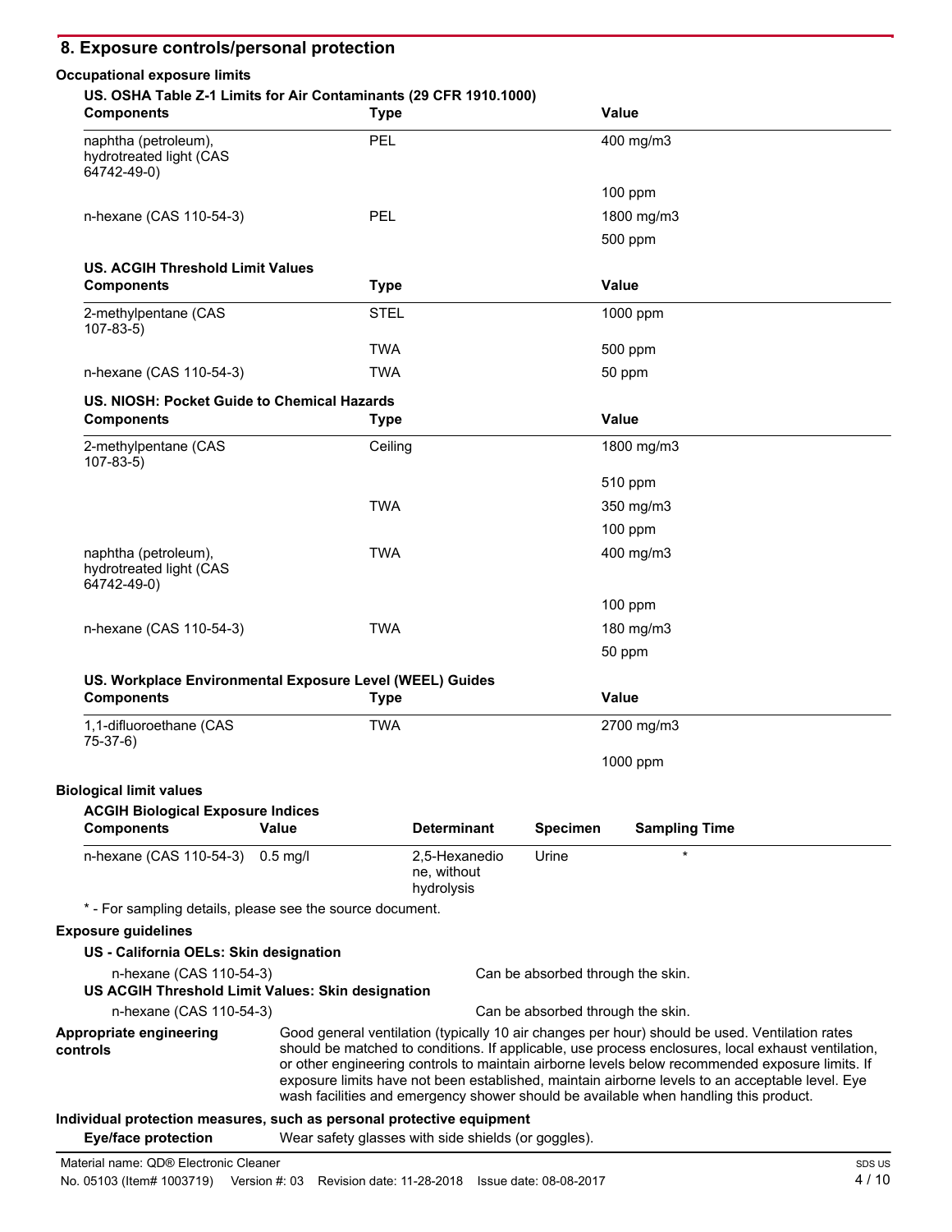## 8. Exposure controls/personal protection

### Occupational exposure limits

**US. OSHA Table Z-1 Limits for Air Contaminants (29 CFR 1910.1000)**

| Components | Type | Value |
|---|---|---|
| naphtha (petroleum), hydrotreated light (CAS 64742-49-0) | PEL | 400 mg/m3 |
| | | 100 ppm |
| n-hexane (CAS 110-54-3) | PEL | 1800 mg/m3 |
| | | 500 ppm |

**US. ACGIH Threshold Limit Values**

| Components | Type | Value |
|---|---|---|
| 2-methylpentane (CAS 107-83-5) | STEL | 1000 ppm |
| | TWA | 500 ppm |
| n-hexane (CAS 110-54-3) | TWA | 50 ppm |

**US. NIOSH: Pocket Guide to Chemical Hazards**

| Components | Type | Value |
|---|---|---|
| 2-methylpentane (CAS 107-83-5) | Ceiling | 1800 mg/m3 |
| | | 510 ppm |
| | TWA | 350 mg/m3 |
| | | 100 ppm |
| naphtha (petroleum), hydrotreated light (CAS 64742-49-0) | TWA | 400 mg/m3 |
| | | 100 ppm |
| n-hexane (CAS 110-54-3) | TWA | 180 mg/m3 |
| | | 50 ppm |

**US. Workplace Environmental Exposure Level (WEEL) Guides**

| Components | Type | Value |
|---|---|---|
| 1,1-difluoroethane (CAS 75-37-6) | TWA | 2700 mg/m3 |
| | | 1000 ppm |

### Biological limit values

**ACGIH Biological Exposure Indices**

| Components | Value | Determinant | Specimen | Sampling Time |
|---|---|---|---|---|
| n-hexane (CAS 110-54-3) | 0.5 mg/l | 2,5-Hexanedione, without hydrolysis | Urine | * |

\* - For sampling details, please see the source document.

### Exposure guidelines

**US - California OELs: Skin designation**

n-hexane (CAS 110-54-3) Can be absorbed through the skin.

**US ACGIH Threshold Limit Values: Skin designation**

n-hexane (CAS 110-54-3) Can be absorbed through the skin.

**Appropriate engineering controls**

Good general ventilation (typically 10 air changes per hour) should be used. Ventilation rates should be matched to conditions. If applicable, use process enclosures, local exhaust ventilation, or other engineering controls to maintain airborne levels below recommended exposure limits. If exposure limits have not been established, maintain airborne levels to an acceptable level. Eye wash facilities and emergency shower should be available when handling this product.

### Individual protection measures, such as personal protective equipment

**Eye/face protection** Wear safety glasses with side shields (or goggles).

Material name: QD® Electronic Cleaner

No. 05103 (Item# 1003719) Version #: 03 Revision date: 11-28-2018 Issue date: 08-08-2017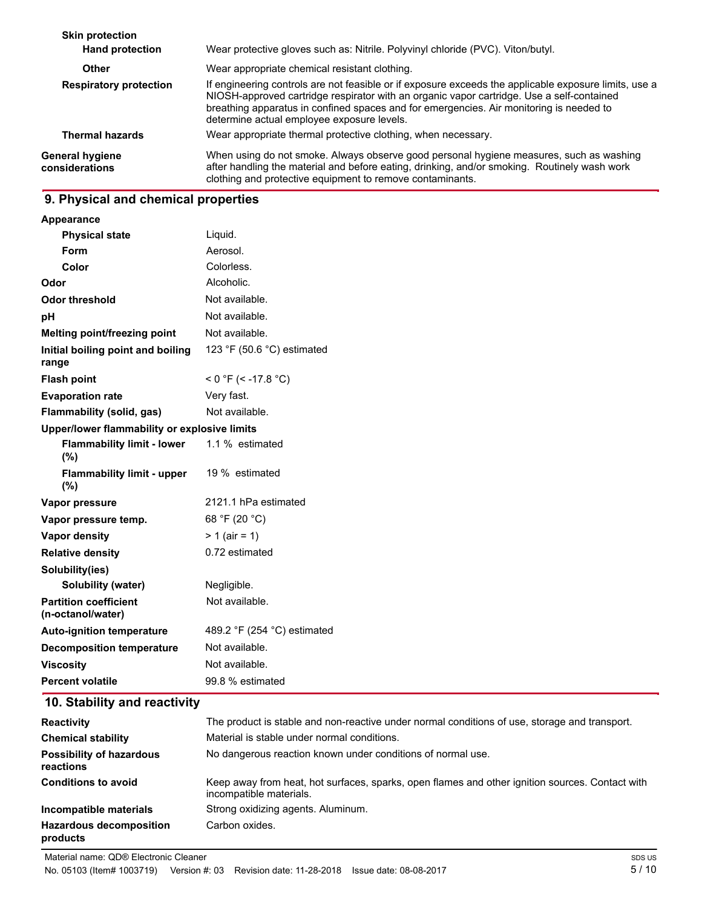| | |
|---|---|
| **Skin protection** | |
| **Hand protection** | Wear protective gloves such as: Nitrile. Polyvinyl chloride (PVC). Viton/butyl. |
| **Other** | Wear appropriate chemical resistant clothing. |
| **Respiratory protection** | If engineering controls are not feasible or if exposure exceeds the applicable exposure limits, use a NIOSH-approved cartridge respirator with an organic vapor cartridge. Use a self-contained breathing apparatus in confined spaces and for emergencies. Air monitoring is needed to determine actual employee exposure levels. |
| **Thermal hazards** | Wear appropriate thermal protective clothing, when necessary. |
| **General hygiene considerations** | When using do not smoke. Always observe good personal hygiene measures, such as washing after handling the material and before eating, drinking, and/or smoking. Routinely wash work clothing and protective equipment to remove contaminants. |

## 9. Physical and chemical properties

| | |
|---|---|
| **Appearance** | |
| **Physical state** | Liquid. |
| **Form** | Aerosol. |
| **Color** | Colorless. |
| **Odor** | Alcoholic. |
| **Odor threshold** | Not available. |
| **pH** | Not available. |
| **Melting point/freezing point** | Not available. |
| **Initial boiling point and boiling range** | 123 °F (50.6 °C) estimated |
| **Flash point** | < 0 °F (< -17.8 °C) |
| **Evaporation rate** | Very fast. |
| **Flammability (solid, gas)** | Not available. |
| **Upper/lower flammability or explosive limits** | |
| **Flammability limit - lower (%)** | 1.1 % estimated |
| **Flammability limit - upper (%)** | 19 % estimated |
| **Vapor pressure** | 2121.1 hPa estimated |
| **Vapor pressure temp.** | 68 °F (20 °C) |
| **Vapor density** | > 1 (air = 1) |
| **Relative density** | 0.72 estimated |
| **Solubility(ies)** | |
| **Solubility (water)** | Negligible. |
| **Partition coefficient (n-octanol/water)** | Not available. |
| **Auto-ignition temperature** | 489.2 °F (254 °C) estimated |
| **Decomposition temperature** | Not available. |
| **Viscosity** | Not available. |
| **Percent volatile** | 99.8 % estimated |

## 10. Stability and reactivity

| | |
|---|---|
| **Reactivity** | The product is stable and non-reactive under normal conditions of use, storage and transport. |
| **Chemical stability** | Material is stable under normal conditions. |
| **Possibility of hazardous reactions** | No dangerous reaction known under conditions of normal use. |
| **Conditions to avoid** | Keep away from heat, hot surfaces, sparks, open flames and other ignition sources. Contact with incompatible materials. |
| **Incompatible materials** | Strong oxidizing agents. Aluminum. |
| **Hazardous decomposition products** | Carbon oxides. |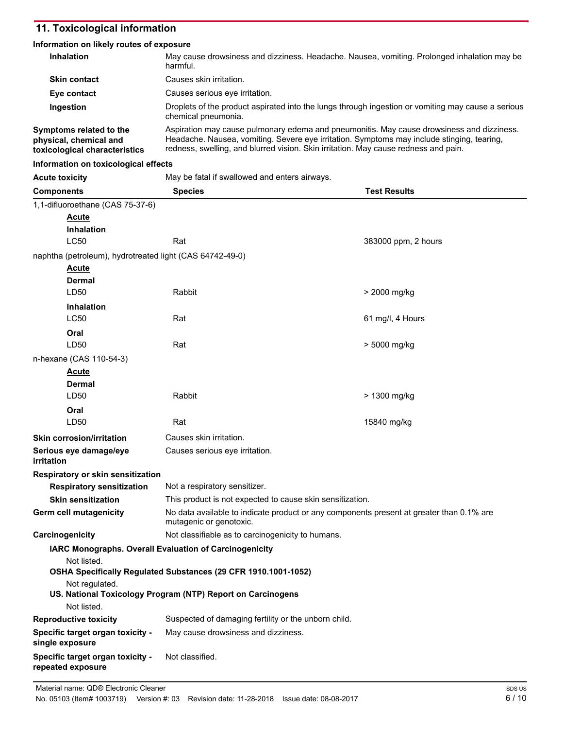## 11. Toxicological information

**Information on likely routes of exposure**

**Inhalation** May cause drowsiness and dizziness. Headache. Nausea, vomiting. Prolonged inhalation may be harmful.

**Skin contact** Causes skin irritation.

**Eye contact** Causes serious eye irritation.

**Ingestion** Droplets of the product aspirated into the lungs through ingestion or vomiting may cause a serious chemical pneumonia.

**Symptoms related to the physical, chemical and toxicological characteristics** Aspiration may cause pulmonary edema and pneumonitis. May cause drowsiness and dizziness. Headache. Nausea, vomiting. Severe eye irritation. Symptoms may include stinging, tearing, redness, swelling, and blurred vision. Skin irritation. May cause redness and pain.

**Information on toxicological effects**

**Acute toxicity** May be fatal if swallowed and enters airways.

| Components | Species | Test Results |
|---|---|---|
| 1,1-difluoroethane (CAS 75-37-6) | | |
| **Acute** | | |
| **Inhalation** | | |
| LC50 | Rat | 383000 ppm, 2 hours |
| naphtha (petroleum), hydrotreated light (CAS 64742-49-0) | | |
| **Acute** | | |
| **Dermal** | | |
| LD50 | Rabbit | > 2000 mg/kg |
| **Inhalation** | | |
| LC50 | Rat | 61 mg/l, 4 Hours |
| **Oral** | | |
| LD50 | Rat | > 5000 mg/kg |
| n-hexane (CAS 110-54-3) | | |
| **Acute** | | |
| **Dermal** | | |
| LD50 | Rabbit | > 1300 mg/kg |
| **Oral** | | |
| LD50 | Rat | 15840 mg/kg |

**Skin corrosion/irritation** Causes skin irritation.

**Serious eye damage/eye irritation** Causes serious eye irritation.

**Respiratory or skin sensitization**

**Respiratory sensitization** Not a respiratory sensitizer.

**Skin sensitization** This product is not expected to cause skin sensitization.

**Germ cell mutagenicity** No data available to indicate product or any components present at greater than 0.1% are mutagenic or genotoxic.

**Carcinogenicity** Not classifiable as to carcinogenicity to humans.

**IARC Monographs. Overall Evaluation of Carcinogenicity**

Not listed.

**OSHA Specifically Regulated Substances (29 CFR 1910.1001-1052)**

Not regulated.

**US. National Toxicology Program (NTP) Report on Carcinogens**

Not listed.

**Reproductive toxicity** Suspected of damaging fertility or the unborn child.

**Specific target organ toxicity - single exposure** May cause drowsiness and dizziness.

**Specific target organ toxicity - repeated exposure** Not classified.

Material name: QD® Electronic Cleaner

No. 05103 (Item# 1003719) Version #: 03 Revision date: 11-28-2018 Issue date: 08-08-2017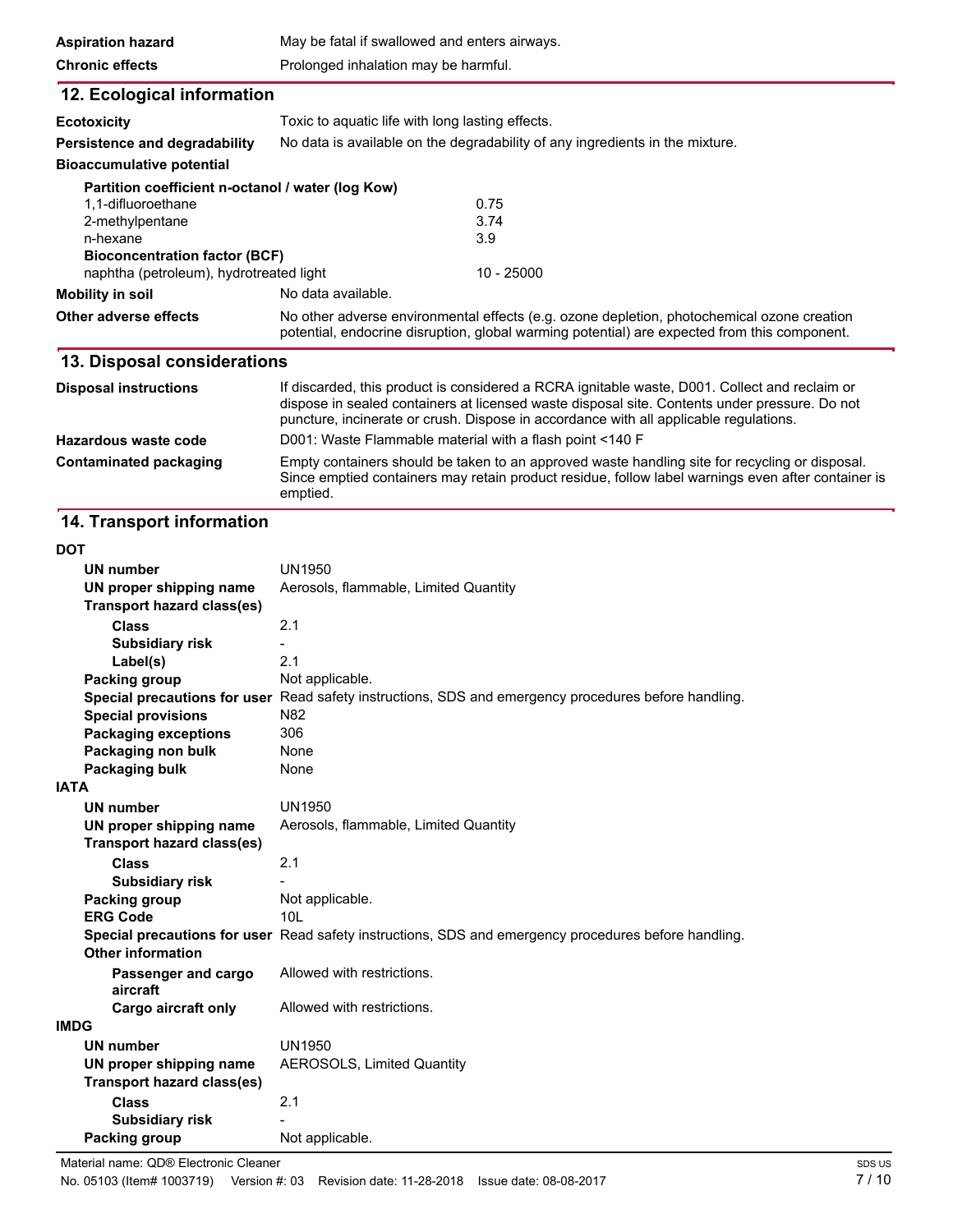**Aspiration hazard** May be fatal if swallowed and enters airways.

**Chronic effects** Prolonged inhalation may be harmful.

## 12. Ecological information

**Ecotoxicity** Toxic to aquatic life with long lasting effects.

**Persistence and degradability** No data is available on the degradability of any ingredients in the mixture.

**Bioaccumulative potential**

**Partition coefficient n-octanol / water (log Kow)**

| | |
|---|---|
| 1,1-difluoroethane | 0.75 |
| 2-methylpentane | 3.74 |
| n-hexane | 3.9 |

**Bioconcentration factor (BCF)**

| | |
|---|---|
| naphtha (petroleum), hydrotreated light | 10 - 25000 |

**Mobility in soil** No data available.

**Other adverse effects** No other adverse environmental effects (e.g. ozone depletion, photochemical ozone creation potential, endocrine disruption, global warming potential) are expected from this component.

## 13. Disposal considerations

**Disposal instructions** If discarded, this product is considered a RCRA ignitable waste, D001. Collect and reclaim or dispose in sealed containers at licensed waste disposal site. Contents under pressure. Do not puncture, incinerate or crush. Dispose in accordance with all applicable regulations.

**Hazardous waste code** D001: Waste Flammable material with a flash point <140 F

**Contaminated packaging** Empty containers should be taken to an approved waste handling site for recycling or disposal. Since emptied containers may retain product residue, follow label warnings even after container is emptied.

## 14. Transport information

**DOT**

- **UN number** UN1950
- **UN proper shipping name** Aerosols, flammable, Limited Quantity
- **Transport hazard class(es)**
  - **Class** 2.1
  - **Subsidiary risk** -
  - **Label(s)** 2.1
- **Packing group** Not applicable.
- **Special precautions for user** Read safety instructions, SDS and emergency procedures before handling.
- **Special provisions** N82
- **Packaging exceptions** 306
- **Packaging non bulk** None
- **Packaging bulk** None

**IATA**

- **UN number** UN1950
- **UN proper shipping name** Aerosols, flammable, Limited Quantity
- **Transport hazard class(es)**
  - **Class** 2.1
  - **Subsidiary risk** -
- **Packing group** Not applicable.
- **ERG Code** 10L
- **Special precautions for user** Read safety instructions, SDS and emergency procedures before handling.
- **Other information**
  - **Passenger and cargo aircraft** Allowed with restrictions.
  - **Cargo aircraft only** Allowed with restrictions.

**IMDG**

- **UN number** UN1950
- **UN proper shipping name** AEROSOLS, Limited Quantity
- **Transport hazard class(es)**
  - **Class** 2.1
  - **Subsidiary risk** -
- **Packing group** Not applicable.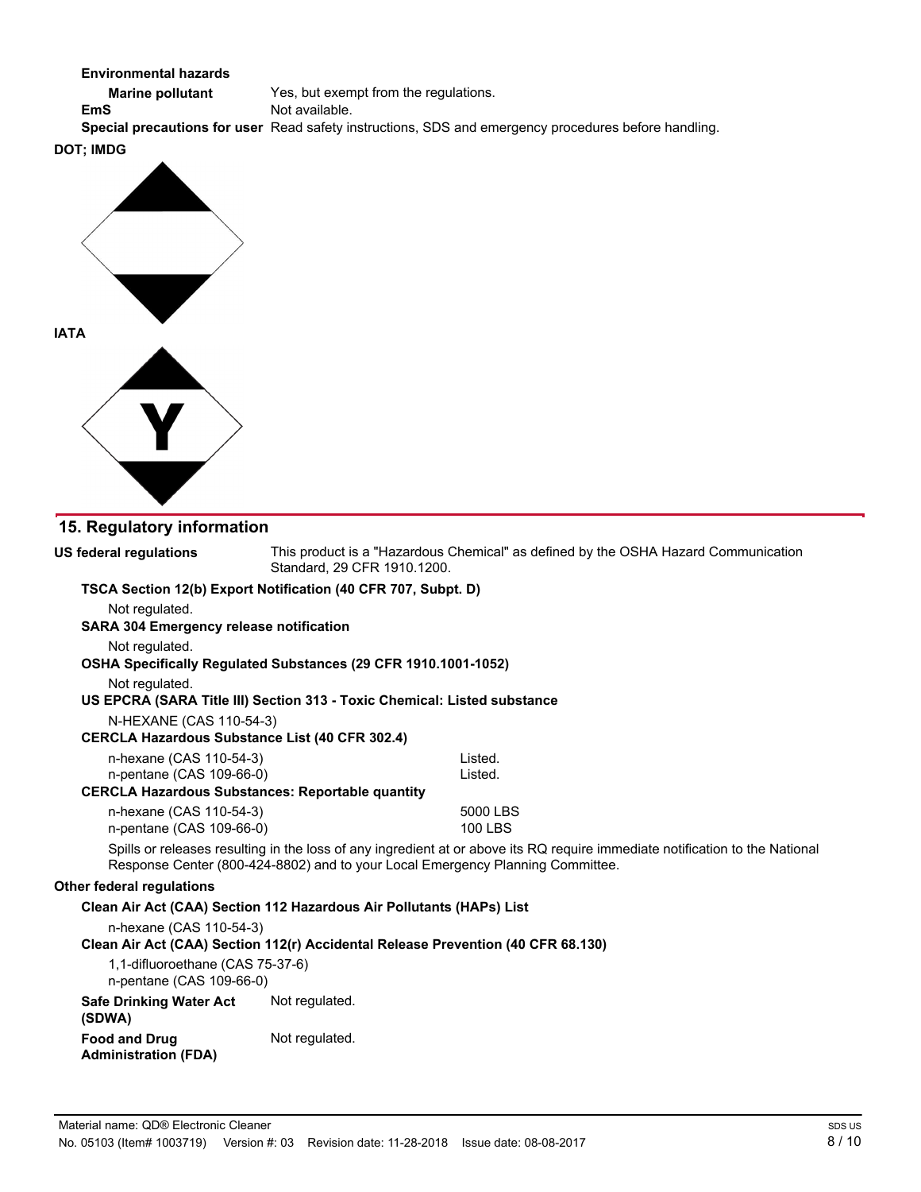**Environmental hazards**

**Marine pollutant** Yes, but exempt from the regulations.

**EmS** Not available.

**Special precautions for user** Read safety instructions, SDS and emergency procedures before handling.

**DOT; IMDG**

**IATA**

Y

## 15. Regulatory information

**US federal regulations** This product is a "Hazardous Chemical" as defined by the OSHA Hazard Communication Standard, 29 CFR 1910.1200.

**TSCA Section 12(b) Export Notification (40 CFR 707, Subpt. D)**

Not regulated.

**SARA 304 Emergency release notification**

Not regulated.

**OSHA Specifically Regulated Substances (29 CFR 1910.1001-1052)**

Not regulated.

**US EPCRA (SARA Title III) Section 313 - Toxic Chemical: Listed substance**

N-HEXANE (CAS 110-54-3)

**CERCLA Hazardous Substance List (40 CFR 302.4)**

| | |
|---|---|
| n-hexane (CAS 110-54-3) | Listed. |
| n-pentane (CAS 109-66-0) | Listed. |

**CERCLA Hazardous Substances: Reportable quantity**

| | |
|---|---|
| n-hexane (CAS 110-54-3) | 5000 LBS |
| n-pentane (CAS 109-66-0) | 100 LBS |

Spills or releases resulting in the loss of any ingredient at or above its RQ require immediate notification to the National Response Center (800-424-8802) and to your Local Emergency Planning Committee.

**Other federal regulations**

**Clean Air Act (CAA) Section 112 Hazardous Air Pollutants (HAPs) List**

n-hexane (CAS 110-54-3)

**Clean Air Act (CAA) Section 112(r) Accidental Release Prevention (40 CFR 68.130)**

1,1-difluoroethane (CAS 75-37-6)
n-pentane (CAS 109-66-0)

**Safe Drinking Water Act (SDWA)** Not regulated.

**Food and Drug Administration (FDA)** Not regulated.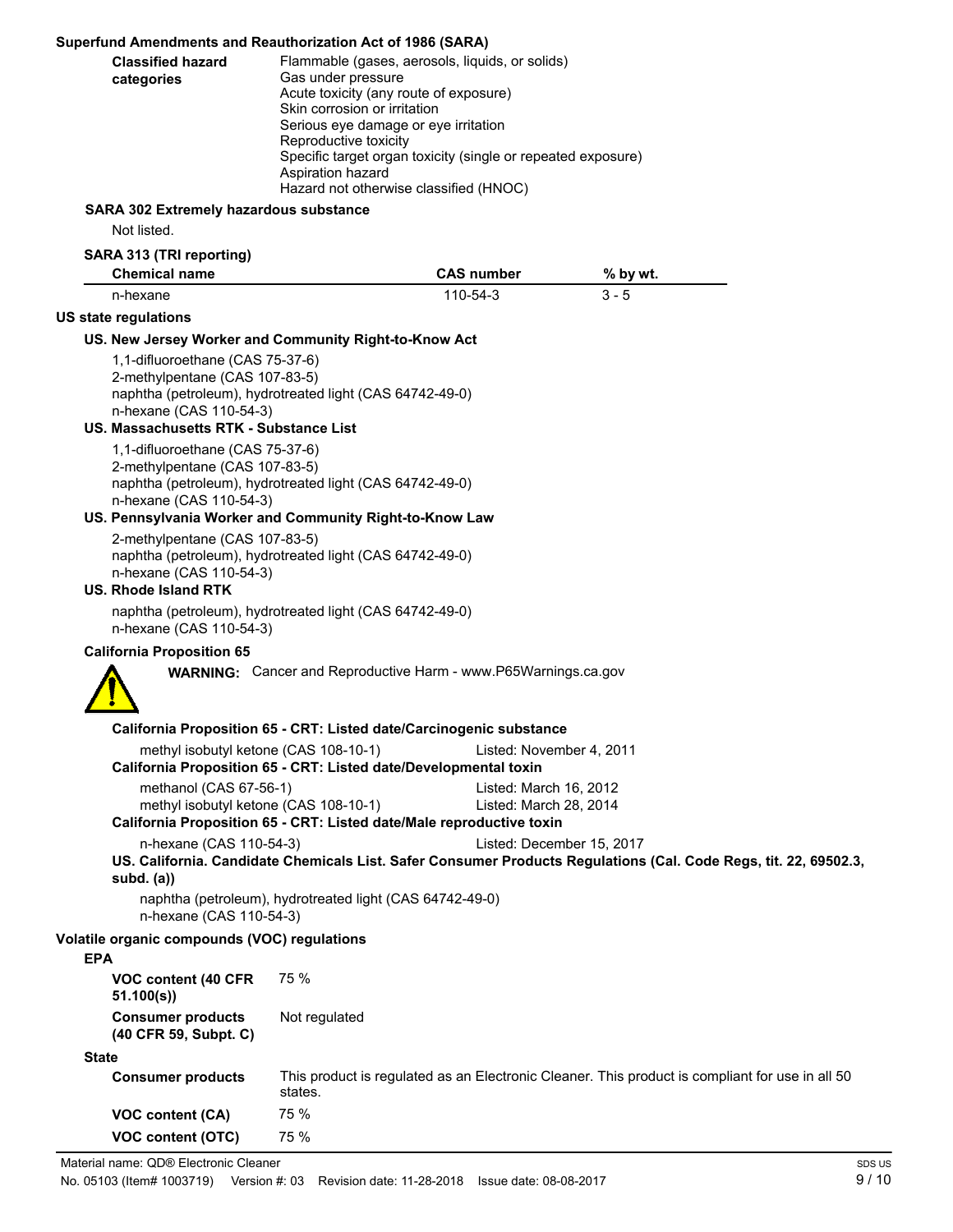**Superfund Amendments and Reauthorization Act of 1986 (SARA)**

**Classified hazard categories**

Flammable (gases, aerosols, liquids, or solids)
Gas under pressure
Acute toxicity (any route of exposure)
Skin corrosion or irritation
Serious eye damage or eye irritation
Reproductive toxicity
Specific target organ toxicity (single or repeated exposure)
Aspiration hazard
Hazard not otherwise classified (HNOC)

**SARA 302 Extremely hazardous substance**

Not listed.

**SARA 313 (TRI reporting)**

| Chemical name | CAS number | % by wt. |
|---|---|---|
| n-hexane | 110-54-3 | 3 - 5 |

**US state regulations**

**US. New Jersey Worker and Community Right-to-Know Act**

1,1-difluoroethane (CAS 75-37-6)
2-methylpentane (CAS 107-83-5)
naphtha (petroleum), hydrotreated light (CAS 64742-49-0)
n-hexane (CAS 110-54-3)

**US. Massachusetts RTK - Substance List**

1,1-difluoroethane (CAS 75-37-6)
2-methylpentane (CAS 107-83-5)
naphtha (petroleum), hydrotreated light (CAS 64742-49-0)
n-hexane (CAS 110-54-3)

**US. Pennsylvania Worker and Community Right-to-Know Law**

2-methylpentane (CAS 107-83-5)
naphtha (petroleum), hydrotreated light (CAS 64742-49-0)
n-hexane (CAS 110-54-3)

**US. Rhode Island RTK**

naphtha (petroleum), hydrotreated light (CAS 64742-49-0)
n-hexane (CAS 110-54-3)

**California Proposition 65**

**WARNING:** Cancer and Reproductive Harm - www.P65Warnings.ca.gov

**California Proposition 65 - CRT: Listed date/Carcinogenic substance**

methyl isobutyl ketone (CAS 108-10-1) Listed: November 4, 2011

**California Proposition 65 - CRT: Listed date/Developmental toxin**

methanol (CAS 67-56-1) Listed: March 16, 2012
methyl isobutyl ketone (CAS 108-10-1) Listed: March 28, 2014

**California Proposition 65 - CRT: Listed date/Male reproductive toxin**

n-hexane (CAS 110-54-3) Listed: December 15, 2017

**US. California. Candidate Chemicals List. Safer Consumer Products Regulations (Cal. Code Regs, tit. 22, 69502.3, subd. (a))**

naphtha (petroleum), hydrotreated light (CAS 64742-49-0)
n-hexane (CAS 110-54-3)

**Volatile organic compounds (VOC) regulations**

**EPA**

**VOC content (40 CFR 51.100(s))** 75 %

**Consumer products (40 CFR 59, Subpt. C)** Not regulated

**State**

**Consumer products** This product is regulated as an Electronic Cleaner. This product is compliant for use in all 50 states.

**VOC content (CA)** 75 %

**VOC content (OTC)** 75 %

Material name: QD® Electronic Cleaner
No. 05103 (Item# 1003719) Version #: 03 Revision date: 11-28-2018 Issue date: 08-08-2017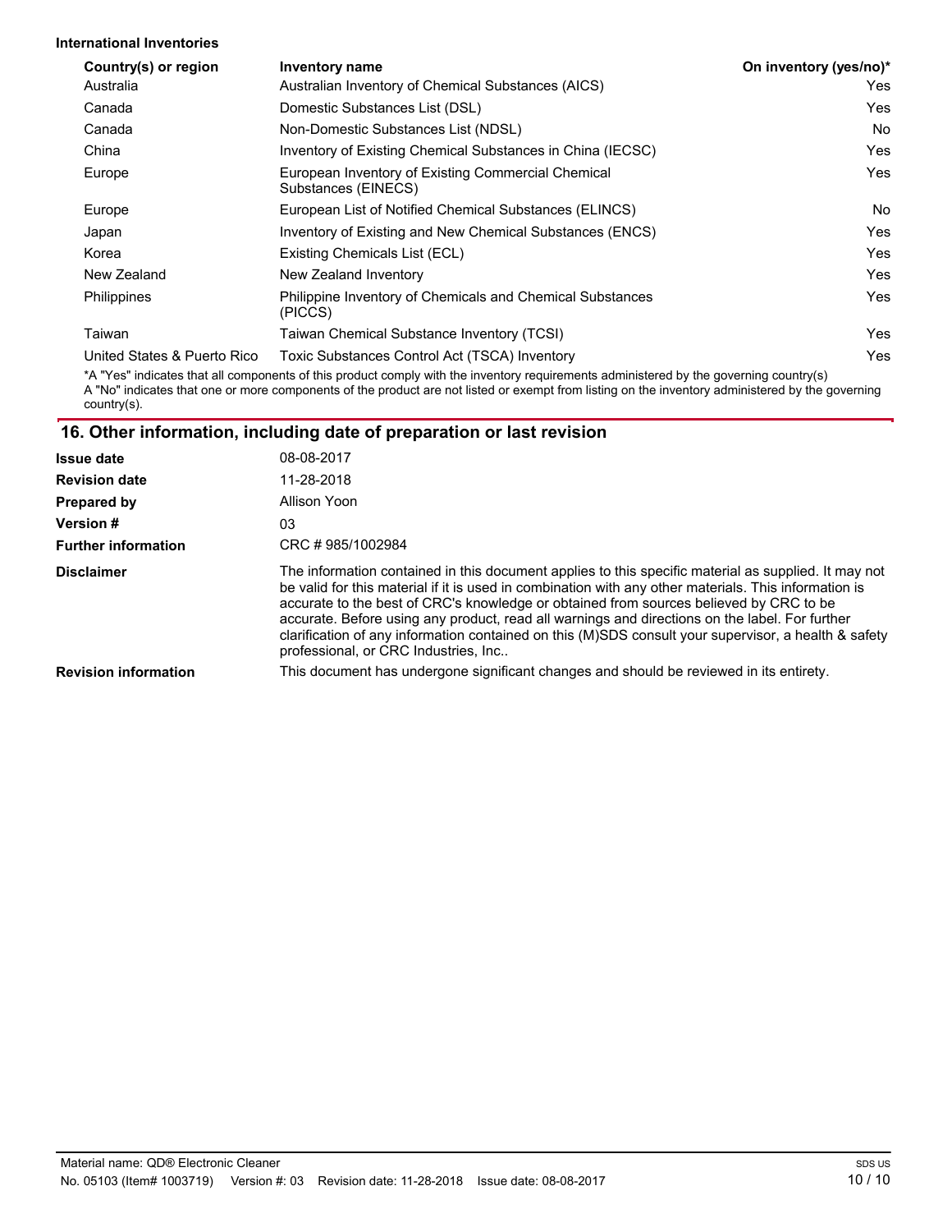**International Inventories**

| Country(s) or region | Inventory name | On inventory (yes/no)* |
| --- | --- | --- |
| Australia | Australian Inventory of Chemical Substances (AICS) | Yes |
| Canada | Domestic Substances List (DSL) | Yes |
| Canada | Non-Domestic Substances List (NDSL) | No |
| China | Inventory of Existing Chemical Substances in China (IECSC) | Yes |
| Europe | European Inventory of Existing Commercial Chemical Substances (EINECS) | Yes |
| Europe | European List of Notified Chemical Substances (ELINCS) | No |
| Japan | Inventory of Existing and New Chemical Substances (ENCS) | Yes |
| Korea | Existing Chemicals List (ECL) | Yes |
| New Zealand | New Zealand Inventory | Yes |
| Philippines | Philippine Inventory of Chemicals and Chemical Substances (PICCS) | Yes |
| Taiwan | Taiwan Chemical Substance Inventory (TCSI) | Yes |
| United States & Puerto Rico | Toxic Substances Control Act (TSCA) Inventory | Yes |

*A "Yes" indicates that all components of this product comply with the inventory requirements administered by the governing country(s)
A "No" indicates that one or more components of the product are not listed or exempt from listing on the inventory administered by the governing country(s).

## 16. Other information, including date of preparation or last revision

**Issue date** 08-08-2017

**Revision date** 11-28-2018

**Prepared by** Allison Yoon

**Version #** 03

**Further information** CRC # 985/1002984

**Disclaimer** The information contained in this document applies to this specific material as supplied. It may not be valid for this material if it is used in combination with any other materials. This information is accurate to the best of CRC's knowledge or obtained from sources believed by CRC to be accurate. Before using any product, read all warnings and directions on the label. For further clarification of any information contained on this (M)SDS consult your supervisor, a health & safety professional, or CRC Industries, Inc..

**Revision information** This document has undergone significant changes and should be reviewed in its entirety.